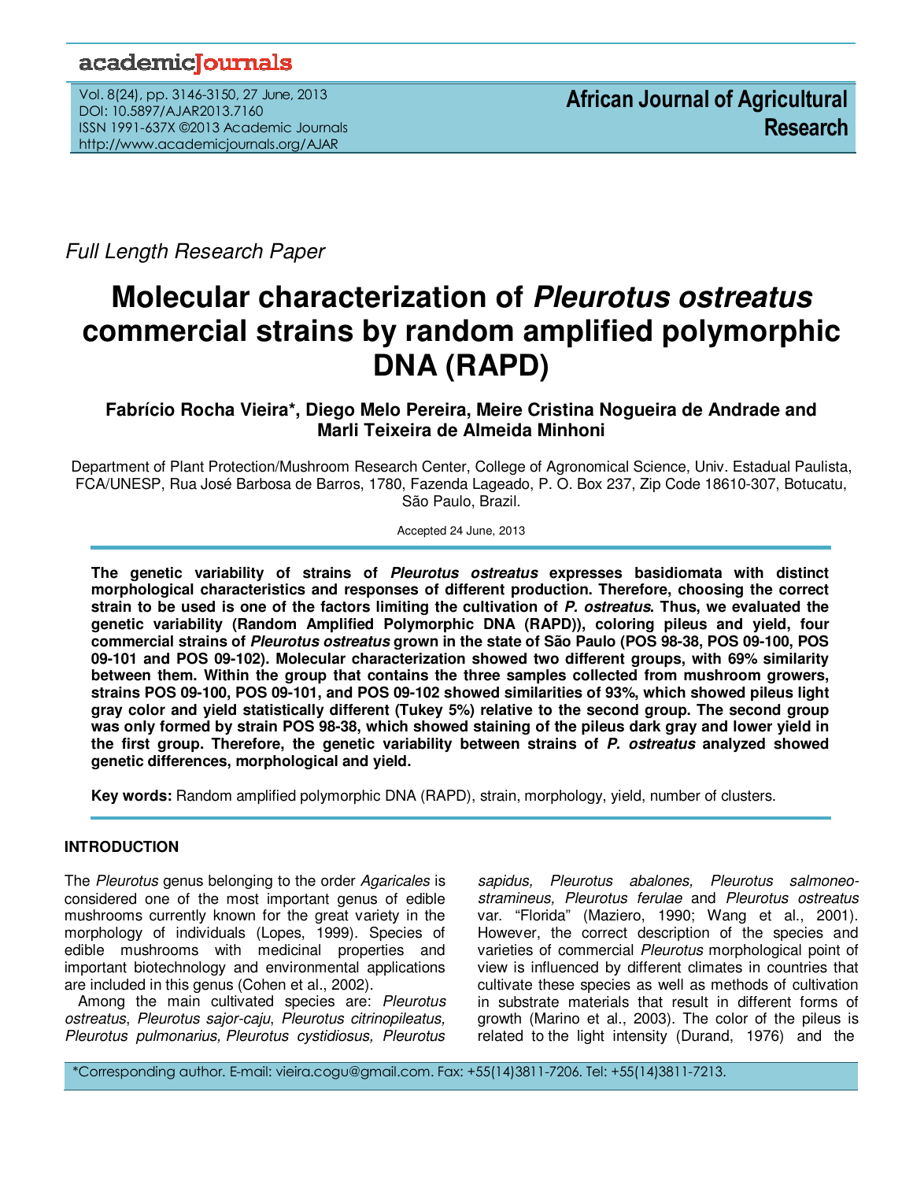Full Length Research Paper

# Molecular characterization of *Pleurotus ostreatus* commercial strains by random amplified polymorphic DNA (RAPD)

**Fabrício Rocha Vieira*, Diego Melo Pereira, Meire Cristina Nogueira de Andrade and Marli Teixeira de Almeida Minhoni**

Department of Plant Protection/Mushroom Research Center, College of Agronomical Science, Univ. Estadual Paulista, FCA/UNESP, Rua José Barbosa de Barros, 1780, Fazenda Lageado, P. O. Box 237, Zip Code 18610-307, Botucatu, São Paulo, Brazil.

Accepted 24 June, 2013

**The genetic variability of strains of *Pleurotus ostreatus* expresses basidiomata with distinct morphological characteristics and responses of different production. Therefore, choosing the correct strain to be used is one of the factors limiting the cultivation of *P. ostreatus*. Thus, we evaluated the genetic variability (Random Amplified Polymorphic DNA (RAPD)), coloring pileus and yield, four commercial strains of *Pleurotus ostreatus* grown in the state of São Paulo (POS 98-38, POS 09-100, POS 09-101 and POS 09-102). Molecular characterization showed two different groups, with 69% similarity between them. Within the group that contains the three samples collected from mushroom growers, strains POS 09-100, POS 09-101, and POS 09-102 showed similarities of 93%, which showed pileus light gray color and yield statistically different (Tukey 5%) relative to the second group. The second group was only formed by strain POS 98-38, which showed staining of the pileus dark gray and lower yield in the first group. Therefore, the genetic variability between strains of *P. ostreatus* analyzed showed genetic differences, morphological and yield.**

**Key words:** Random amplified polymorphic DNA (RAPD), strain, morphology, yield, number of clusters.

## INTRODUCTION

The *Pleurotus* genus belonging to the order *Agaricales* is considered one of the most important genus of edible mushrooms currently known for the great variety in the morphology of individuals (Lopes, 1999). Species of edible mushrooms with medicinal properties and important biotechnology and environmental applications are included in this genus (Cohen et al., 2002).

Among the main cultivated species are: *Pleurotus ostreatus*, *Pleurotus sajor-caju*, *Pleurotus citrinopileatus, Pleurotus pulmonarius, Pleurotus cystidiosus, Pleurotus sapidus, Pleurotus abalones, Pleurotus salmoneo-stramineus, Pleurotus ferulae* and *Pleurotus ostreatus* var. "Florida" (Maziero, 1990; Wang et al., 2001). However, the correct description of the species and varieties of commercial *Pleurotus* morphological point of view is influenced by different climates in countries that cultivate these species as well as methods of cultivation in substrate materials that result in different forms of growth (Marino et al., 2003). The color of the pileus is related to the light intensity (Durand, 1976) and the

*Corresponding author. E-mail: vieira.cogu@gmail.com. Fax: +55(14)3811-7206. Tel: +55(14)3811-7213.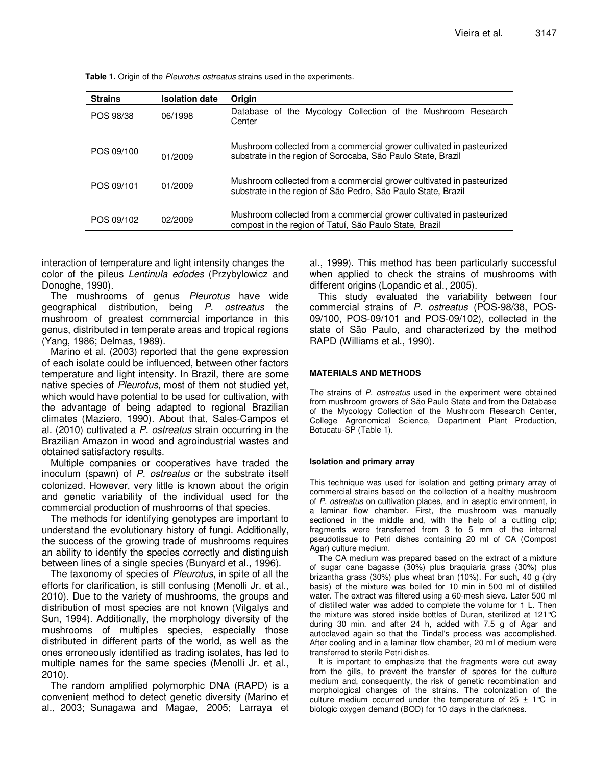**Table 1.** Origin of the *Pleurotus ostreatus* strains used in the experiments.

| Strains | Isolation date | Origin |
|---|---|---|
| POS 98/38 | 06/1998 | Database of the Mycology Collection of the Mushroom Research Center |
| POS 09/100 | 01/2009 | Mushroom collected from a commercial grower cultivated in pasteurized substrate in the region of Sorocaba, São Paulo State, Brazil |
| POS 09/101 | 01/2009 | Mushroom collected from a commercial grower cultivated in pasteurized substrate in the region of São Pedro, São Paulo State, Brazil |
| POS 09/102 | 02/2009 | Mushroom collected from a commercial grower cultivated in pasteurized compost in the region of Tatuí, São Paulo State, Brazil |

interaction of temperature and light intensity changes the color of the pileus *Lentinula edodes* (Przybylowicz and Donoghe, 1990).

The mushrooms of genus *Pleurotus* have wide geographical distribution, being *P. ostreatus* the mushroom of greatest commercial importance in this genus, distributed in temperate areas and tropical regions (Yang, 1986; Delmas, 1989).

Marino et al. (2003) reported that the gene expression of each isolate could be influenced, between other factors temperature and light intensity. In Brazil, there are some native species of *Pleurotus*, most of them not studied yet, which would have potential to be used for cultivation, with the advantage of being adapted to regional Brazilian climates (Maziero, 1990). About that, Sales-Campos et al. (2010) cultivated a *P. ostreatus* strain occurring in the Brazilian Amazon in wood and agroindustrial wastes and obtained satisfactory results.

Multiple companies or cooperatives have traded the inoculum (spawn) of *P. ostreatus* or the substrate itself colonized. However, very little is known about the origin and genetic variability of the individual used for the commercial production of mushrooms of that species.

The methods for identifying genotypes are important to understand the evolutionary history of fungi. Additionally, the success of the growing trade of mushrooms requires an ability to identify the species correctly and distinguish between lines of a single species (Bunyard et al., 1996).

The taxonomy of species of *Pleurotus*, in spite of all the efforts for clarification, is still confusing (Menolli Jr. et al., 2010). Due to the variety of mushrooms, the groups and distribution of most species are not known (Vilgalys and Sun, 1994). Additionally, the morphology diversity of the mushrooms of multiples species, especially those distributed in different parts of the world, as well as the ones erroneously identified as trading isolates, has led to multiple names for the same species (Menolli Jr. et al., 2010).

The random amplified polymorphic DNA (RAPD) is a convenient method to detect genetic diversity (Marino et al., 2003; Sunagawa and Magae, 2005; Larraya et al., 1999). This method has been particularly successful when applied to check the strains of mushrooms with different origins (Lopandic et al., 2005).

This study evaluated the variability between four commercial strains of *P. ostreatus* (POS-98/38, POS-09/100, POS-09/101 and POS-09/102), collected in the state of São Paulo, and characterized by the method RAPD (Williams et al., 1990).

## MATERIALS AND METHODS

The strains of *P. ostreatus* used in the experiment were obtained from mushroom growers of São Paulo State and from the Database of the Mycology Collection of the Mushroom Research Center, College Agronomical Science, Department Plant Production, Botucatu-SP (Table 1).

### Isolation and primary array

This technique was used for isolation and getting primary array of commercial strains based on the collection of a healthy mushroom of *P. ostreatus* on cultivation places, and in aseptic environment, in a laminar flow chamber. First, the mushroom was manually sectioned in the middle and, with the help of a cutting clip; fragments were transferred from 3 to 5 mm of the internal pseudotissue to Petri dishes containing 20 ml of CA (Compost Agar) culture medium.

The CA medium was prepared based on the extract of a mixture of sugar cane bagasse (30%) plus braquiaria grass (30%) plus brizantha grass (30%) plus wheat bran (10%). For such, 40 g (dry basis) of the mixture was boiled for 10 min in 500 ml of distilled water. The extract was filtered using a 60-mesh sieve. Later 500 ml of distilled water was added to complete the volume for 1 L. Then the mixture was stored inside bottles of Duran, sterilized at 121°C during 30 min. and after 24 h, added with 7.5 g of Agar and autoclaved again so that the Tindal's process was accomplished. After cooling and in a laminar flow chamber, 20 ml of medium were transferred to sterile Petri dishes.

It is important to emphasize that the fragments were cut away from the gills, to prevent the transfer of spores for the culture medium and, consequently, the risk of genetic recombination and morphological changes of the strains. The colonization of the culture medium occurred under the temperature of 25 ± 1°C in biologic oxygen demand (BOD) for 10 days in the darkness.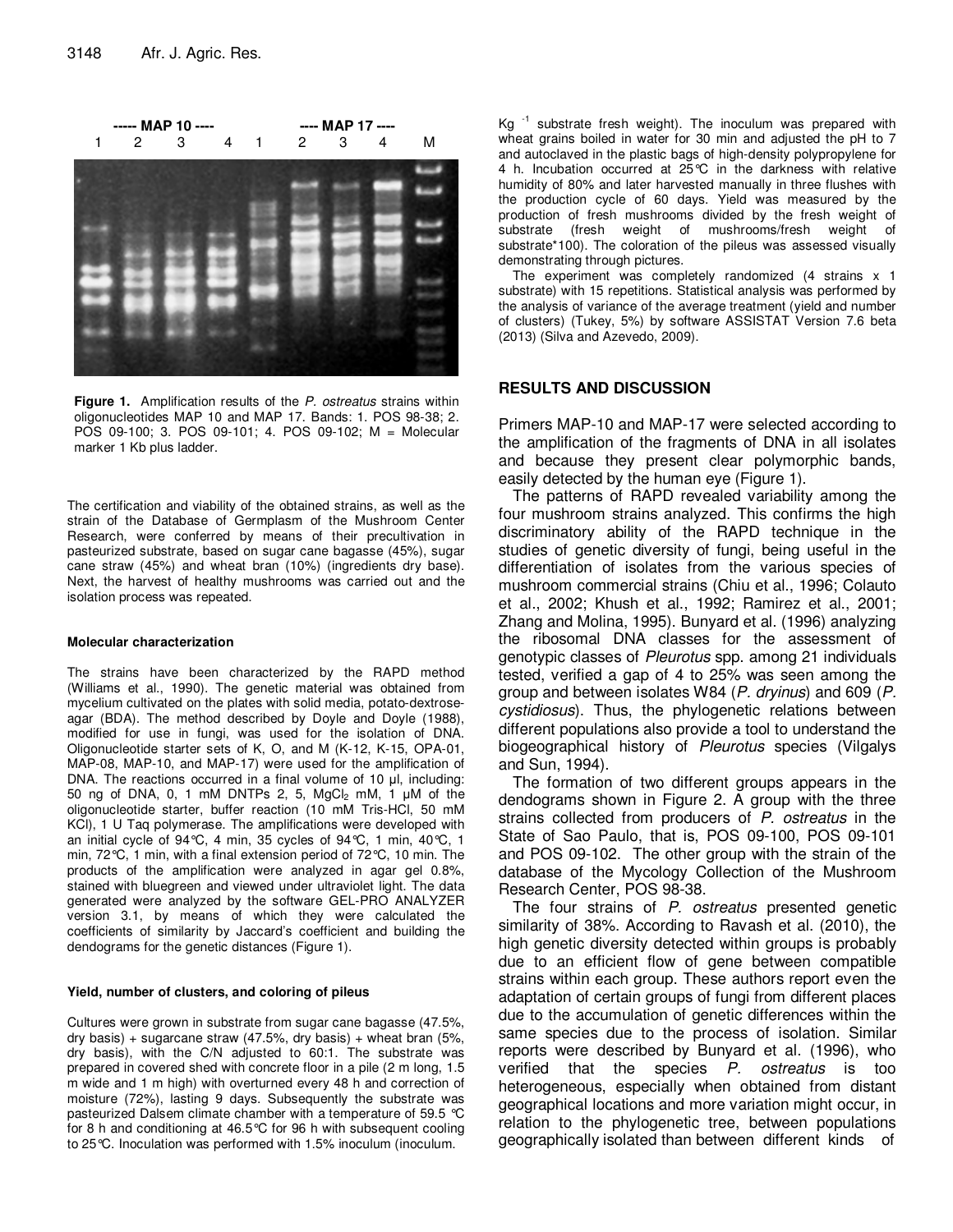Figure 1. Amplification results of the *P. ostreatus* strains within oligonucleotides MAP 10 and MAP 17. Bands: 1. POS 98-38; 2. POS 09-100; 3. POS 09-101; 4. POS 09-102; M = Molecular marker 1 Kb plus ladder.

The certification and viability of the obtained strains, as well as the strain of the Database of Germplasm of the Mushroom Center Research, were conferred by means of their precultivation in pasteurized substrate, based on sugar cane bagasse (45%), sugar cane straw (45%) and wheat bran (10%) (ingredients dry base). Next, the harvest of healthy mushrooms was carried out and the isolation process was repeated.

#### Molecular characterization

The strains have been characterized by the RAPD method (Williams et al., 1990). The genetic material was obtained from mycelium cultivated on the plates with solid media, potato-dextrose-agar (BDA). The method described by Doyle and Doyle (1988), modified for use in fungi, was used for the isolation of DNA. Oligonucleotide starter sets of K, O, and M (K-12, K-15, OPA-01, MAP-08, MAP-10, and MAP-17) were used for the amplification of DNA. The reactions occurred in a final volume of 10 µl, including: 50 ng of DNA, 0, 1 mM DNTPs 2, 5, $MgCl_2$ mM, 1 µM of the oligonucleotide starter, buffer reaction (10 mM Tris-HCl, 50 mM KCl), 1 U Taq polymerase. The amplifications were developed with an initial cycle of 94°C, 4 min, 35 cycles of 94°C, 1 min, 40°C, 1 min, 72°C, 1 min, with a final extension period of 72°C, 10 min. The products of the amplification were analyzed in agar gel 0.8%, stained with bluegreen and viewed under ultraviolet light. The data generated were analyzed by the software GEL-PRO ANALYZER version 3.1, by means of which they were calculated the coefficients of similarity by Jaccard's coefficient and building the dendograms for the genetic distances (Figure 1).

#### Yield, number of clusters, and coloring of pileus

Cultures were grown in substrate from sugar cane bagasse (47.5%, dry basis) + sugarcane straw (47.5%, dry basis) + wheat bran (5%, dry basis), with the C/N adjusted to 60:1. The substrate was prepared in covered shed with concrete floor in a pile (2 m long, 1.5 m wide and 1 m high) with overturned every 48 h and correction of moisture (72%), lasting 9 days. Subsequently the substrate was pasteurized Dalsem climate chamber with a temperature of 59.5 °C for 8 h and conditioning at 46.5°C for 96 h with subsequent cooling to 25°C. Inoculation was performed with 1.5% inoculum (inoculum. $Kg^{-1}$ substrate fresh weight). The inoculum was prepared with wheat grains boiled in water for 30 min and adjusted the pH to 7 and autoclaved in the plastic bags of high-density polypropylene for 4 h. Incubation occurred at 25°C in the darkness with relative humidity of 80% and later harvested manually in three flushes with the production cycle of 60 days. Yield was measured by the production of fresh mushrooms divided by the fresh weight of substrate (fresh weight of mushrooms/fresh weight of substrate*100). The coloration of the pileus was assessed visually demonstrating through pictures.

The experiment was completely randomized (4 strains x 1 substrate) with 15 repetitions. Statistical analysis was performed by the analysis of variance of the average treatment (yield and number of clusters) (Tukey, 5%) by software ASSISTAT Version 7.6 beta (2013) (Silva and Azevedo, 2009).

## RESULTS AND DISCUSSION

Primers MAP-10 and MAP-17 were selected according to the amplification of the fragments of DNA in all isolates and because they present clear polymorphic bands, easily detected by the human eye (Figure 1).

The patterns of RAPD revealed variability among the four mushroom strains analyzed. This confirms the high discriminatory ability of the RAPD technique in the studies of genetic diversity of fungi, being useful in the differentiation of isolates from the various species of mushroom commercial strains (Chiu et al., 1996; Colauto et al., 2002; Khush et al., 1992; Ramirez et al., 2001; Zhang and Molina, 1995). Bunyard et al. (1996) analyzing the ribosomal DNA classes for the assessment of genotypic classes of *Pleurotus* spp. among 21 individuals tested, verified a gap of 4 to 25% was seen among the group and between isolates W84 (*P. dryinus*) and 609 (*P. cystidiosus*). Thus, the phylogenetic relations between different populations also provide a tool to understand the biogeographical history of *Pleurotus* species (Vilgalys and Sun, 1994).

The formation of two different groups appears in the dendograms shown in Figure 2. A group with the three strains collected from producers of *P. ostreatus* in the State of Sao Paulo, that is, POS 09-100, POS 09-101 and POS 09-102. The other group with the strain of the database of the Mycology Collection of the Mushroom Research Center, POS 98-38.

The four strains of *P. ostreatus* presented genetic similarity of 38%. According to Ravash et al. (2010), the high genetic diversity detected within groups is probably due to an efficient flow of gene between compatible strains within each group. These authors report even the adaptation of certain groups of fungi from different places due to the accumulation of genetic differences within the same species due to the process of isolation. Similar reports were described by Bunyard et al. (1996), who verified that the species *P. ostreatus* is too heterogeneous, especially when obtained from distant geographical locations and more variation might occur, in relation to the phylogenetic tree, between populations geographically isolated than between different kinds of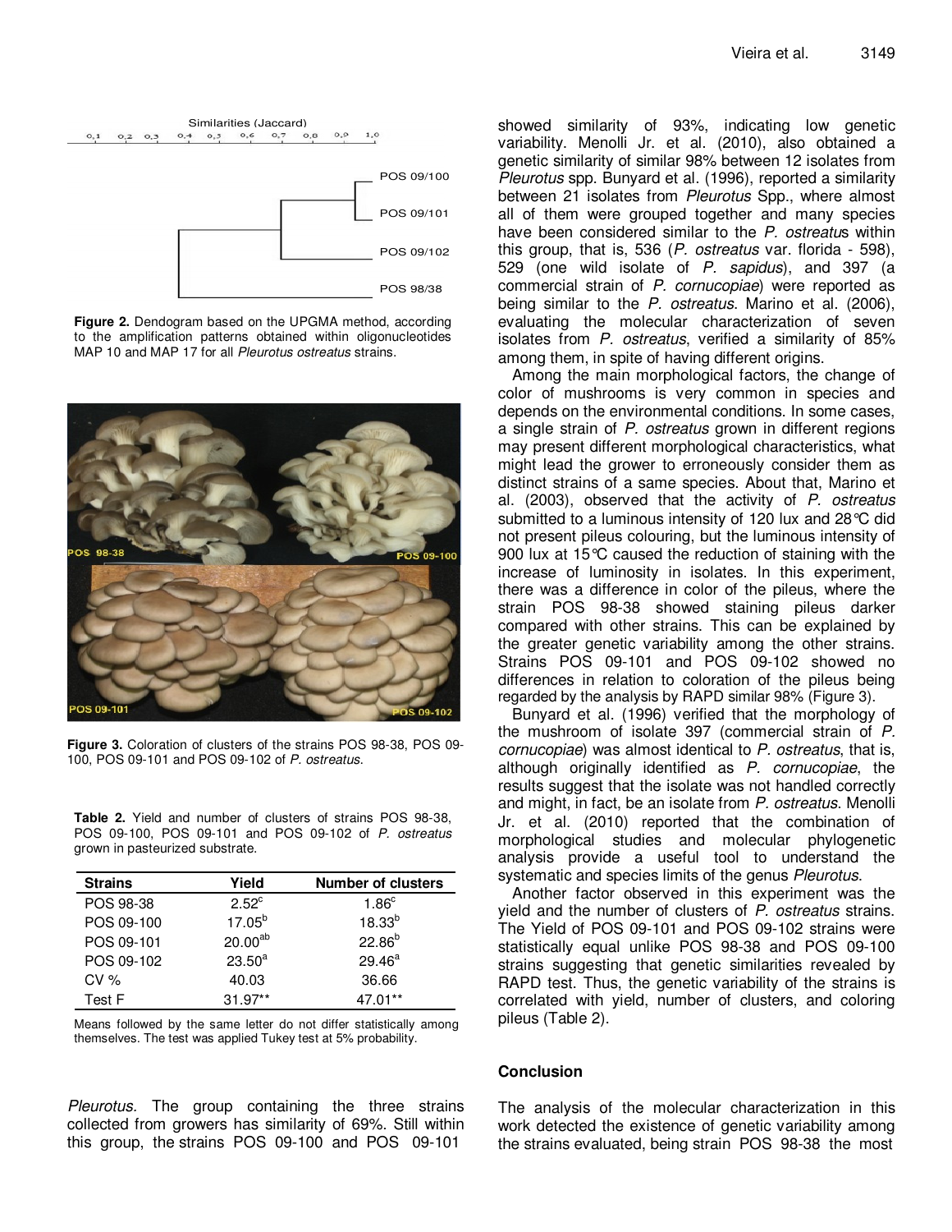Figure 2. Dendogram based on the UPGMA method, according to the amplification patterns obtained within oligonucleotides MAP 10 and MAP 17 for all *Pleurotus ostreatus* strains.

Figure 3. Coloration of clusters of the strains POS 98-38, POS 09-100, POS 09-101 and POS 09-102 of *P. ostreatus*.

**Table 2.** Yield and number of clusters of strains POS 98-38, POS 09-100, POS 09-101 and POS 09-102 of *P. ostreatus* grown in pasteurized substrate.

| Strains | Yield | Number of clusters |
|---|---|---|
| POS 98-38 | 2.52[c] | 1.86[c] |
| POS 09-100 | 17.05[b] | 18.33[b] |
| POS 09-101 | 20.00[ab] | 22.86[b] |
| POS 09-102 | 23.50[a] | 29.46[a] |
| CV % | 40.03 | 36.66 |
| Test F | 31.97** | 47.01** |

Means followed by the same letter do not differ statistically among themselves. The test was applied Tukey test at 5% probability.

*Pleurotus.* The group containing the three strains collected from growers has similarity of 69%. Still within this group, the strains POS 09-100 and POS 09-101 showed similarity of 93%, indicating low genetic variability. Menolli Jr. et al. (2010), also obtained a genetic similarity of similar 98% between 12 isolates from *Pleurotus* spp. Bunyard et al. (1996), reported a similarity between 21 isolates from *Pleurotus* Spp., where almost all of them were grouped together and many species have been considered similar to the *P. ostreatus* within this group, that is, 536 (*P. ostreatus* var. florida - 598), 529 (one wild isolate of *P. sapidus*), and 397 (a commercial strain of *P. cornucopiae*) were reported as being similar to the *P. ostreatus*. Marino et al. (2006), evaluating the molecular characterization of seven isolates from *P. ostreatus*, verified a similarity of 85% among them, in spite of having different origins.

Among the main morphological factors, the change of color of mushrooms is very common in species and depends on the environmental conditions. In some cases, a single strain of *P. ostreatus* grown in different regions may present different morphological characteristics, what might lead the grower to erroneously consider them as distinct strains of a same species. About that, Marino et al. (2003), observed that the activity of *P. ostreatus* submitted to a luminous intensity of 120 lux and 28°C did not present pileus colouring, but the luminous intensity of 900 lux at 15°C caused the reduction of staining with the increase of luminosity in isolates. In this experiment, there was a difference in color of the pileus, where the strain POS 98-38 showed staining pileus darker compared with other strains. This can be explained by the greater genetic variability among the other strains. Strains POS 09-101 and POS 09-102 showed no differences in relation to coloration of the pileus being regarded by the analysis by RAPD similar 98% (Figure 3).

Bunyard et al. (1996) verified that the morphology of the mushroom of isolate 397 (commercial strain of *P. cornucopiae*) was almost identical to *P. ostreatus*, that is, although originally identified as *P. cornucopiae*, the results suggest that the isolate was not handled correctly and might, in fact, be an isolate from *P. ostreatus*. Menolli Jr. et al. (2010) reported that the combination of morphological studies and molecular phylogenetic analysis provide a useful tool to understand the systematic and species limits of the genus *Pleurotus*.

Another factor observed in this experiment was the yield and the number of clusters of *P. ostreatus* strains. The Yield of POS 09-101 and POS 09-102 strains were statistically equal unlike POS 98-38 and POS 09-100 strains suggesting that genetic similarities revealed by RAPD test. Thus, the genetic variability of the strains is correlated with yield, number of clusters, and coloring pileus (Table 2).

## Conclusion

The analysis of the molecular characterization in this work detected the existence of genetic variability among the strains evaluated, being strain POS 98-38 the most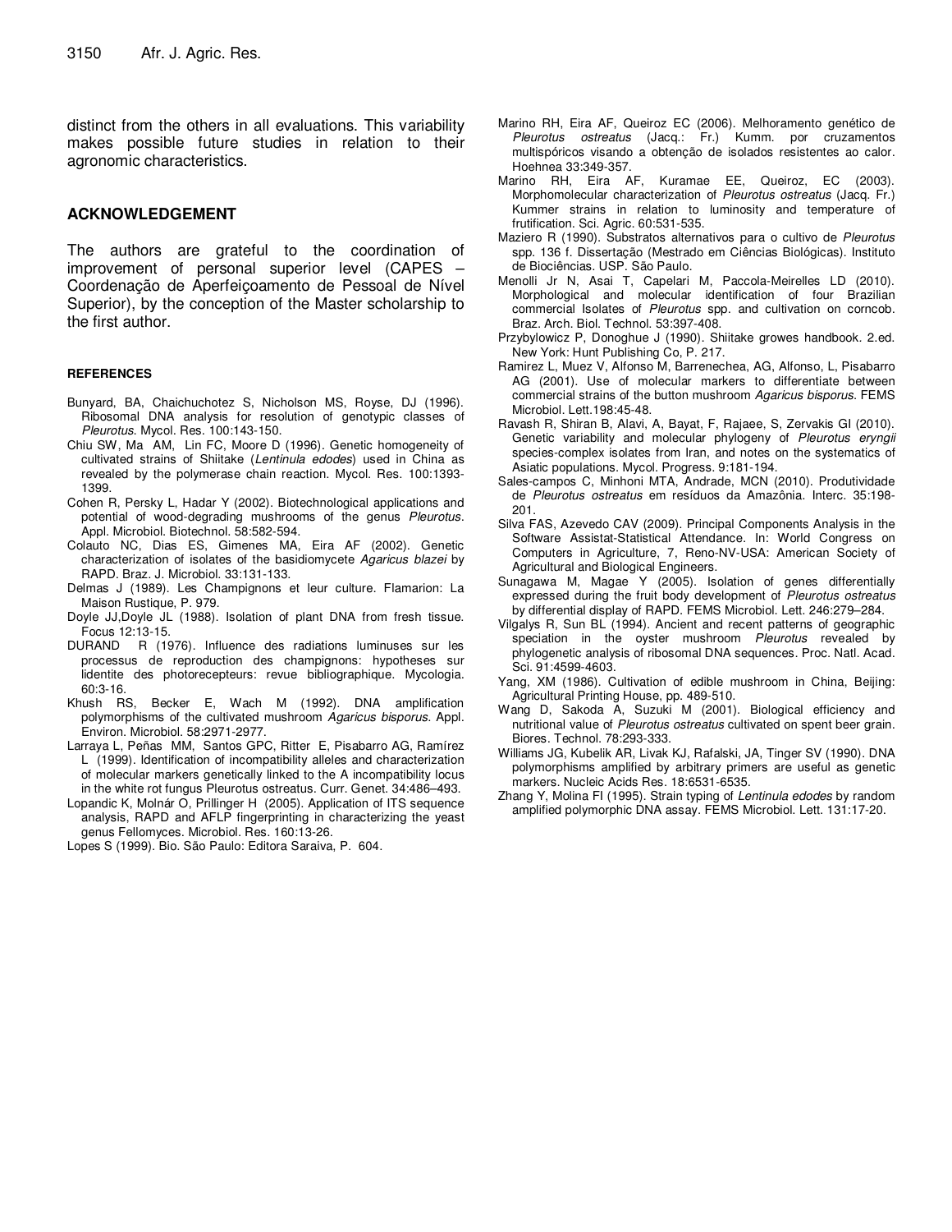distinct from the others in all evaluations. This variability makes possible future studies in relation to their agronomic characteristics.

## ACKNOWLEDGEMENT

The authors are grateful to the coordination of improvement of personal superior level (CAPES – Coordenação de Aperfeiçoamento de Pessoal de Nível Superior), by the conception of the Master scholarship to the first author.

### REFERENCES

Bunyard, BA, Chaichuchotez S, Nicholson MS, Royse, DJ (1996). Ribosomal DNA analysis for resolution of genotypic classes of *Pleurotus*. Mycol. Res. 100:143-150.

Chiu SW, Ma AM, Lin FC, Moore D (1996). Genetic homogeneity of cultivated strains of Shiitake (*Lentinula edodes*) used in China as revealed by the polymerase chain reaction. Mycol. Res. 100:1393-1399.

Cohen R, Persky L, Hadar Y (2002). Biotechnological applications and potential of wood-degrading mushrooms of the genus *Pleurotus*. Appl. Microbiol. Biotechnol. 58:582-594.

Colauto NC, Dias ES, Gimenes MA, Eira AF (2002). Genetic characterization of isolates of the basidiomycete *Agaricus blazei* by RAPD. Braz. J. Microbiol. 33:131-133.

Delmas J (1989). Les Champignons et leur culture. Flamarion: La Maison Rustique, P. 979.

Doyle JJ,Doyle JL (1988). Isolation of plant DNA from fresh tissue. Focus 12:13-15.

DURAND R (1976). Influence des radiations luminuses sur les processus de reproduction des champignons: hypotheses sur lidentite des photorecepteurs: revue bibliographique. Mycologia. 60:3-16.

Khush RS, Becker E, Wach M (1992). DNA amplification polymorphisms of the cultivated mushroom *Agaricus bisporus*. Appl. Environ. Microbiol. 58:2971-2977.

Larraya L, Peñas MM, Santos GPC, Ritter E, Pisabarro AG, Ramírez L (1999). Identification of incompatibility alleles and characterization of molecular markers genetically linked to the A incompatibility locus in the white rot fungus Pleurotus ostreatus. Curr. Genet. 34:486–493.

Lopandic K, Molnár O, Prillinger H (2005). Application of ITS sequence analysis, RAPD and AFLP fingerprinting in characterizing the yeast genus Fellomyces. Microbiol. Res. 160:13-26.

Lopes S (1999). Bio. São Paulo: Editora Saraiva, P. 604.

Marino RH, Eira AF, Queiroz EC (2006). Melhoramento genético de *Pleurotus ostreatus* (Jacq.: Fr.) Kumm. por cruzamentos multispóricos visando a obtenção de isolados resistentes ao calor. Hoehnea 33:349-357.

Marino RH, Eira AF, Kuramae EE, Queiroz, EC (2003). Morphomolecular characterization of *Pleurotus ostreatus* (Jacq. Fr.) Kummer strains in relation to luminosity and temperature of frutification. Sci. Agric. 60:531-535.

Maziero R (1990). Substratos alternativos para o cultivo de *Pleurotus* spp. 136 f. Dissertação (Mestrado em Ciências Biológicas). Instituto de Biociências. USP. São Paulo.

Menolli Jr N, Asai T, Capelari M, Paccola-Meirelles LD (2010). Morphological and molecular identification of four Brazilian commercial Isolates of *Pleurotus* spp. and cultivation on corncob. Braz. Arch. Biol. Technol. 53:397-408.

Przybylowicz P, Donoghue J (1990). Shiitake growes handbook. 2.ed. New York: Hunt Publishing Co, P. 217.

Ramirez L, Muez V, Alfonso M, Barrenechea, AG, Alfonso, L, Pisabarro AG (2001). Use of molecular markers to differentiate between commercial strains of the button mushroom *Agaricus bisporus*. FEMS Microbiol. Lett.198:45-48.

Ravash R, Shiran B, Alavi, A, Bayat, F, Rajaee, S, Zervakis GI (2010). Genetic variability and molecular phylogeny of *Pleurotus eryngii* species-complex isolates from Iran, and notes on the systematics of Asiatic populations. Mycol. Progress. 9:181-194.

Sales-campos C, Minhoni MTA, Andrade, MCN (2010). Produtividade de *Pleurotus ostreatus* em resíduos da Amazônia. Interc. 35:198-201.

Silva FAS, Azevedo CAV (2009). Principal Components Analysis in the Software Assistat-Statistical Attendance. In: World Congress on Computers in Agriculture, 7, Reno-NV-USA: American Society of Agricultural and Biological Engineers.

Sunagawa M, Magae Y (2005). Isolation of genes differentially expressed during the fruit body development of *Pleurotus ostreatus* by differential display of RAPD. FEMS Microbiol. Lett. 246:279–284.

Vilgalys R, Sun BL (1994). Ancient and recent patterns of geographic speciation in the oyster mushroom *Pleurotus* revealed by phylogenetic analysis of ribosomal DNA sequences. Proc. Natl. Acad. Sci. 91:4599-4603.

Yang, XM (1986). Cultivation of edible mushroom in China, Beijing: Agricultural Printing House, pp. 489-510.

Wang D, Sakoda A, Suzuki M (2001). Biological efficiency and nutritional value of *Pleurotus ostreatus* cultivated on spent beer grain. Biores. Technol. 78:293-333.

Williams JG, Kubelik AR, Livak KJ, Rafalski, JA, Tinger SV (1990). DNA polymorphisms amplified by arbitrary primers are useful as genetic markers. Nucleic Acids Res. 18:6531-6535.

Zhang Y, Molina FI (1995). Strain typing of *Lentinula edodes* by random amplified polymorphic DNA assay. FEMS Microbiol. Lett. 131:17-20.